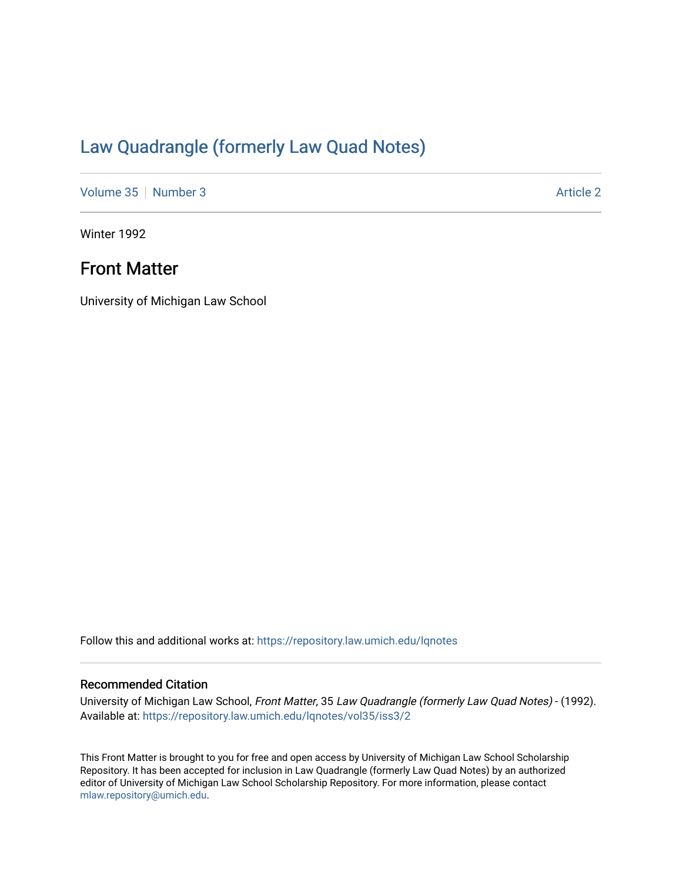# Law Quadrangle (formerly Law Quad Notes)

Volume 35 | Number 3 | Article 2

Winter 1992

## Front Matter

University of Michigan Law School

Follow this and additional works at: https://repository.law.umich.edu/lqnotes

### Recommended Citation

University of Michigan Law School, *Front Matter*, 35 *Law Quadrangle (formerly Law Quad Notes)* - (1992). Available at: https://repository.law.umich.edu/lqnotes/vol35/iss3/2

This Front Matter is brought to you for free and open access by University of Michigan Law School Scholarship Repository. It has been accepted for inclusion in Law Quadrangle (formerly Law Quad Notes) by an authorized editor of University of Michigan Law School Scholarship Repository. For more information, please contact mlaw.repository@umich.edu.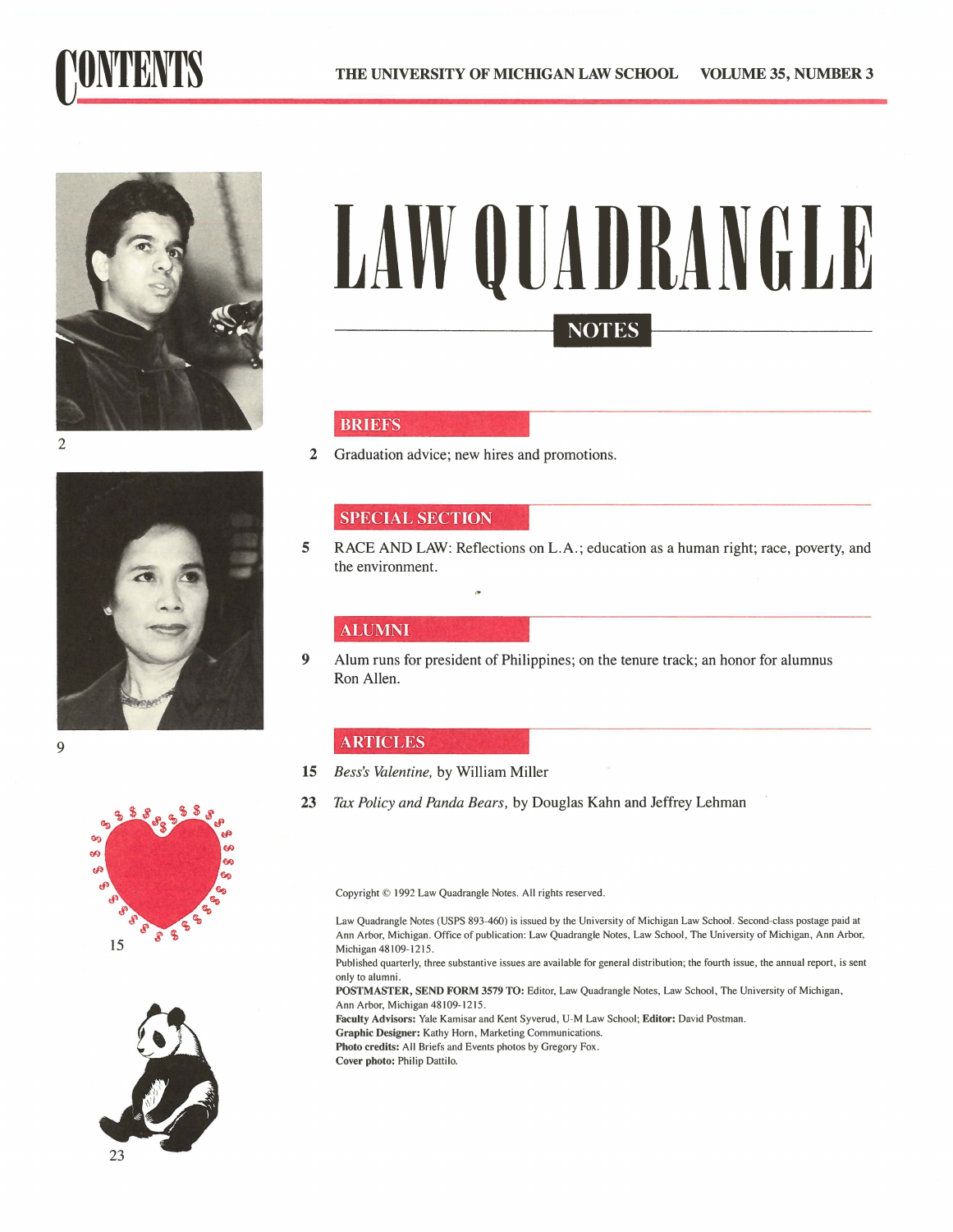# CONTENTS

THE UNIVERSITY OF MICHIGAN LAW SCHOOL VOLUME 35, NUMBER 3

# LAW QUADRANGLE

## NOTES

2

9

15

23

### BRIEFS

**2** Graduation advice; new hires and promotions.

### SPECIAL SECTION

**5** RACE AND LAW: Reflections on L.A.; education as a human right; race, poverty, and the environment.

### ALUMNI

**9** Alum runs for president of Philippines; on the tenure track; an honor for alumnus Ron Allen.

### ARTICLES

**15** *Bess's Valentine,* by William Miller

**23** *Tax Policy and Panda Bears,* by Douglas Kahn and Jeffrey Lehman

Copyright © 1992 Law Quadrangle Notes. All rights reserved.

Law Quadrangle Notes (USPS 893-460) is issued by the University of Michigan Law School. Second-class postage paid at Ann Arbor, Michigan. Office of publication: Law Quadrangle Notes, Law School, The University of Michigan, Ann Arbor, Michigan 48109-1215.

Published quarterly, three substantive issues are available for general distribution; the fourth issue, the annual report, is sent only to alumni.

**POSTMASTER, SEND FORM 3579 TO:** Editor, Law Quadrangle Notes, Law School, The University of Michigan, Ann Arbor, Michigan 48109-1215.

**Faculty Advisors:** Yale Kamisar and Kent Syverud, U-M Law School; **Editor:** David Postman.

**Graphic Designer:** Kathy Horn, Marketing Communications.

**Photo credits:** All Briefs and Events photos by Gregory Fox.

**Cover photo:** Philip Dattilo.